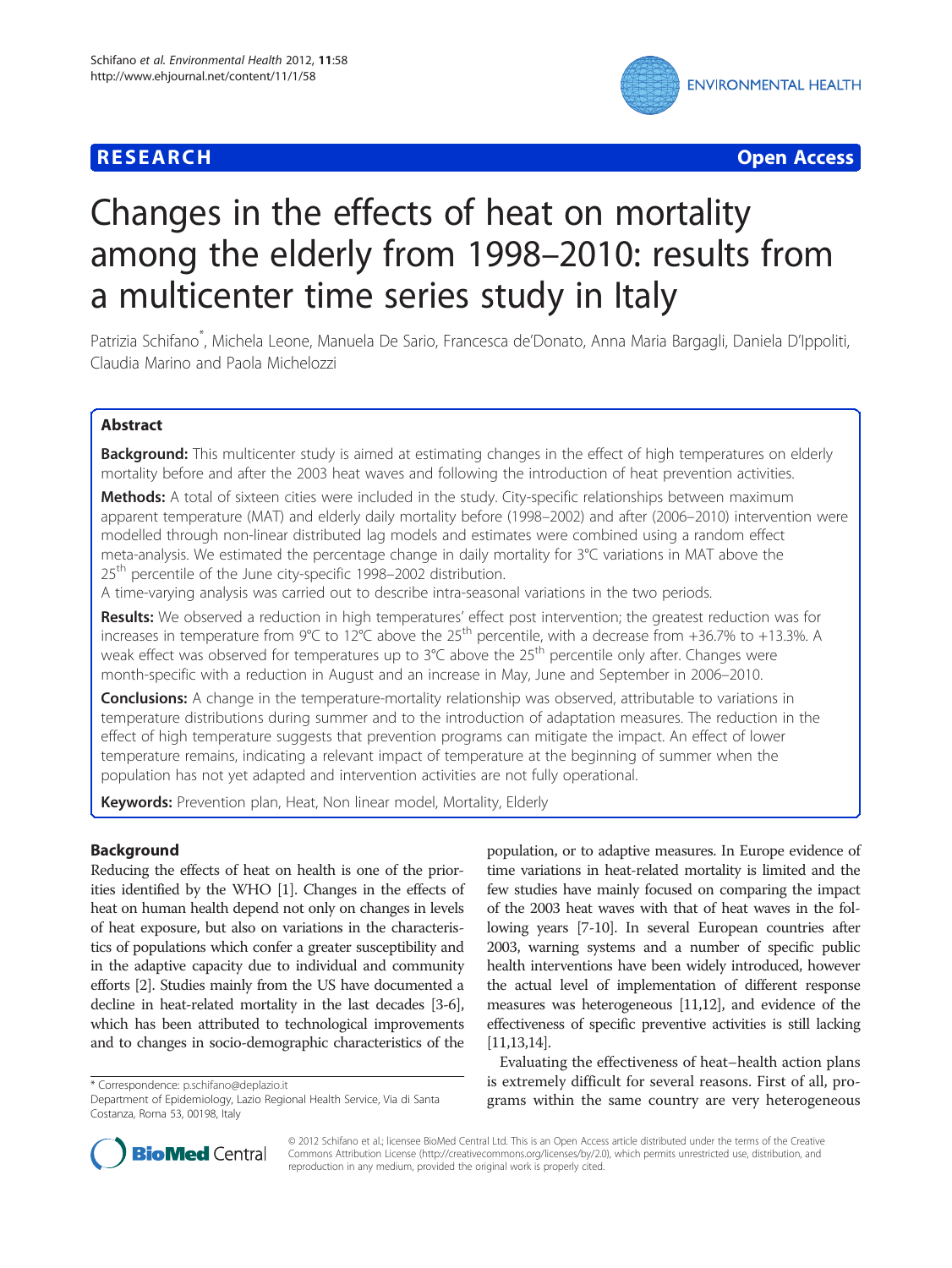RESEARCH Open Access

# Changes in the effects of heat on mortality among the elderly from 1998–2010: results from a multicenter time series study in Italy

Patrizia Schifano*, Michela Leone, Manuela De Sario, Francesca de'Donato, Anna Maria Bargagli, Daniela D'Ippoliti, Claudia Marino and Paola Michelozzi

## Abstract

**Background:** This multicenter study is aimed at estimating changes in the effect of high temperatures on elderly mortality before and after the 2003 heat waves and following the introduction of heat prevention activities.

**Methods:** A total of sixteen cities were included in the study. City-specific relationships between maximum apparent temperature (MAT) and elderly daily mortality before (1998–2002) and after (2006–2010) intervention were modelled through non-linear distributed lag models and estimates were combined using a random effect meta-analysis. We estimated the percentage change in daily mortality for 3°C variations in MAT above the 25$^{th}$ percentile of the June city-specific 1998–2002 distribution.

A time-varying analysis was carried out to describe intra-seasonal variations in the two periods.

**Results:** We observed a reduction in high temperatures' effect post intervention; the greatest reduction was for increases in temperature from 9°C to 12°C above the 25$^{th}$ percentile, with a decrease from +36.7% to +13.3%. A weak effect was observed for temperatures up to 3°C above the 25$^{th}$ percentile only after. Changes were month-specific with a reduction in August and an increase in May, June and September in 2006–2010.

**Conclusions:** A change in the temperature-mortality relationship was observed, attributable to variations in temperature distributions during summer and to the introduction of adaptation measures. The reduction in the effect of high temperature suggests that prevention programs can mitigate the impact. An effect of lower temperature remains, indicating a relevant impact of temperature at the beginning of summer when the population has not yet adapted and intervention activities are not fully operational.

**Keywords:** Prevention plan, Heat, Non linear model, Mortality, Elderly

## Background

Reducing the effects of heat on health is one of the priorities identified by the WHO [1]. Changes in the effects of heat on human health depend not only on changes in levels of heat exposure, but also on variations in the characteristics of populations which confer a greater susceptibility and in the adaptive capacity due to individual and community efforts [2]. Studies mainly from the US have documented a decline in heat-related mortality in the last decades [3-6], which has been attributed to technological improvements and to changes in socio-demographic characteristics of the population, or to adaptive measures. In Europe evidence of time variations in heat-related mortality is limited and the few studies have mainly focused on comparing the impact of the 2003 heat waves with that of heat waves in the following years [7-10]. In several European countries after 2003, warning systems and a number of specific public health interventions have been widely introduced, however the actual level of implementation of different response measures was heterogeneous [11,12], and evidence of the effectiveness of specific preventive activities is still lacking [11,13,14].

Evaluating the effectiveness of heat–health action plans is extremely difficult for several reasons. First of all, programs within the same country are very heterogeneous

\* Correspondence: p.schifano@deplazio.it
Department of Epidemiology, Lazio Regional Health Service, Via di Santa Costanza, Roma 53, 00198, Italy

© 2012 Schifano et al.; licensee BioMed Central Ltd. This is an Open Access article distributed under the terms of the Creative Commons Attribution License (http://creativecommons.org/licenses/by/2.0), which permits unrestricted use, distribution, and reproduction in any medium, provided the original work is properly cited.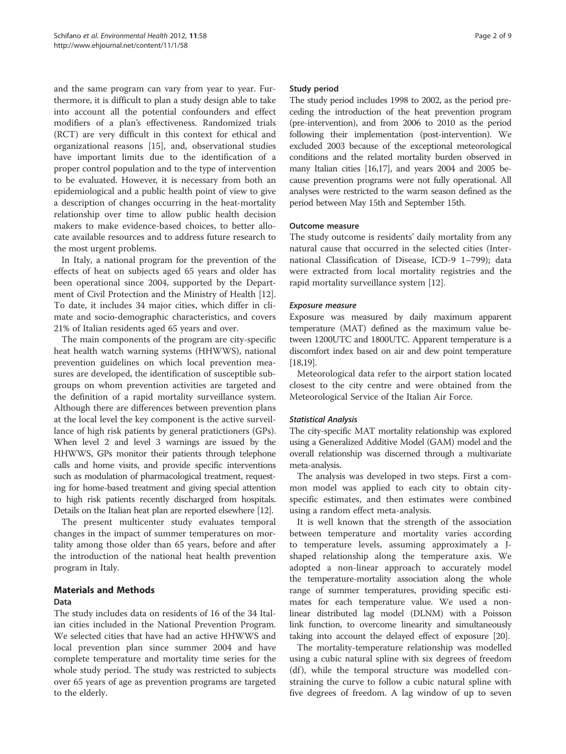and the same program can vary from year to year. Furthermore, it is difficult to plan a study design able to take into account all the potential confounders and effect modifiers of a plan's effectiveness. Randomized trials (RCT) are very difficult in this context for ethical and organizational reasons [15], and, observational studies have important limits due to the identification of a proper control population and to the type of intervention to be evaluated. However, it is necessary from both an epidemiological and a public health point of view to give a description of changes occurring in the heat-mortality relationship over time to allow public health decision makers to make evidence-based choices, to better allocate available resources and to address future research to the most urgent problems.

In Italy, a national program for the prevention of the effects of heat on subjects aged 65 years and older has been operational since 2004, supported by the Department of Civil Protection and the Ministry of Health [12]. To date, it includes 34 major cities, which differ in climate and socio-demographic characteristics, and covers 21% of Italian residents aged 65 years and over.

The main components of the program are city-specific heat health watch warning systems (HHWWS), national prevention guidelines on which local prevention measures are developed, the identification of susceptible subgroups on whom prevention activities are targeted and the definition of a rapid mortality surveillance system. Although there are differences between prevention plans at the local level the key component is the active surveillance of high risk patients by general pratictioners (GPs). When level 2 and level 3 warnings are issued by the HHWWS, GPs monitor their patients through telephone calls and home visits, and provide specific interventions such as modulation of pharmacological treatment, requesting for home-based treatment and giving special attention to high risk patients recently discharged from hospitals. Details on the Italian heat plan are reported elsewhere [12].

The present multicenter study evaluates temporal changes in the impact of summer temperatures on mortality among those older than 65 years, before and after the introduction of the national heat health prevention program in Italy.

## Materials and Methods

### Data

The study includes data on residents of 16 of the 34 Italian cities included in the National Prevention Program. We selected cities that have had an active HHWWS and local prevention plan since summer 2004 and have complete temperature and mortality time series for the whole study period. The study was restricted to subjects over 65 years of age as prevention programs are targeted to the elderly.

### Study period

The study period includes 1998 to 2002, as the period preceding the introduction of the heat prevention program (pre-intervention), and from 2006 to 2010 as the period following their implementation (post-intervention). We excluded 2003 because of the exceptional meteorological conditions and the related mortality burden observed in many Italian cities [16,17], and years 2004 and 2005 because prevention programs were not fully operational. All analyses were restricted to the warm season defined as the period between May 15th and September 15th.

### Outcome measure

The study outcome is residents' daily mortality from any natural cause that occurred in the selected cities (International Classification of Disease, ICD-9 1–799); data were extracted from local mortality registries and the rapid mortality surveillance system [12].

#### *Exposure measure*

Exposure was measured by daily maximum apparent temperature (MAT) defined as the maximum value between 1200UTC and 1800UTC. Apparent temperature is a discomfort index based on air and dew point temperature [18,19].

Meteorological data refer to the airport station located closest to the city centre and were obtained from the Meteorological Service of the Italian Air Force.

#### *Statistical Analysis*

The city-specific MAT mortality relationship was explored using a Generalized Additive Model (GAM) model and the overall relationship was discerned through a multivariate meta-analysis.

The analysis was developed in two steps. First a common model was applied to each city to obtain city-specific estimates, and then estimates were combined using a random effect meta-analysis.

It is well known that the strength of the association between temperature and mortality varies according to temperature levels, assuming approximately a J-shaped relationship along the temperature axis. We adopted a non-linear approach to accurately model the temperature-mortality association along the whole range of summer temperatures, providing specific estimates for each temperature value. We used a non-linear distributed lag model (DLNM) with a Poisson link function, to overcome linearity and simultaneously taking into account the delayed effect of exposure [20].

The mortality-temperature relationship was modelled using a cubic natural spline with six degrees of freedom (df), while the temporal structure was modelled constraining the curve to follow a cubic natural spline with five degrees of freedom. A lag window of up to seven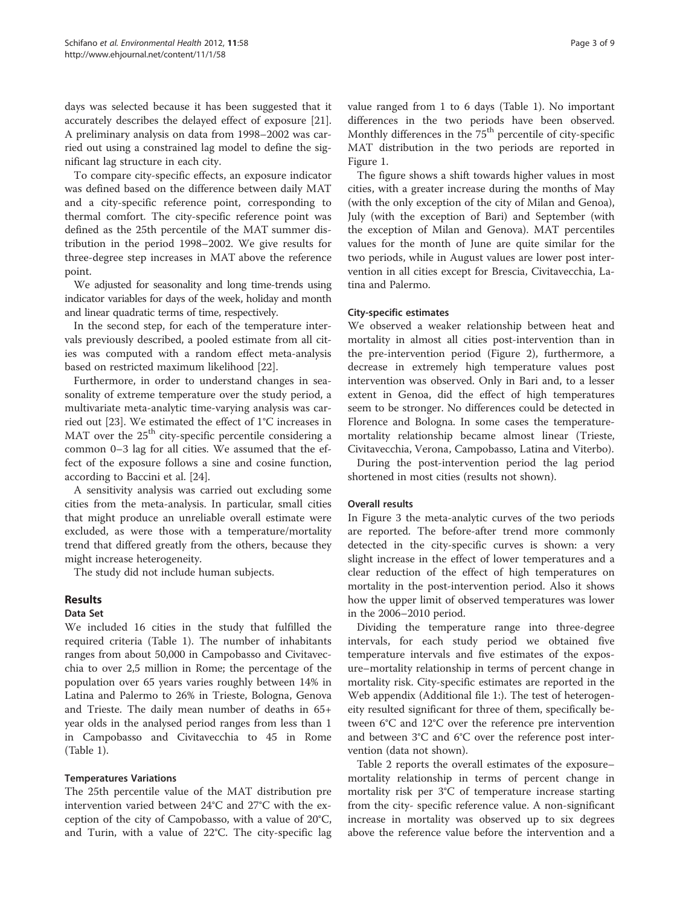days was selected because it has been suggested that it accurately describes the delayed effect of exposure [21]. A preliminary analysis on data from 1998–2002 was carried out using a constrained lag model to define the significant lag structure in each city.

To compare city-specific effects, an exposure indicator was defined based on the difference between daily MAT and a city-specific reference point, corresponding to thermal comfort. The city-specific reference point was defined as the 25th percentile of the MAT summer distribution in the period 1998–2002. We give results for three-degree step increases in MAT above the reference point.

We adjusted for seasonality and long time-trends using indicator variables for days of the week, holiday and month and linear quadratic terms of time, respectively.

In the second step, for each of the temperature intervals previously described, a pooled estimate from all cities was computed with a random effect meta-analysis based on restricted maximum likelihood [22].

Furthermore, in order to understand changes in seasonality of extreme temperature over the study period, a multivariate meta-analytic time-varying analysis was carried out [23]. We estimated the effect of 1°C increases in MAT over the $25^{th}$ city-specific percentile considering a common 0–3 lag for all cities. We assumed that the effect of the exposure follows a sine and cosine function, according to Baccini et al. [24].

A sensitivity analysis was carried out excluding some cities from the meta-analysis. In particular, small cities that might produce an unreliable overall estimate were excluded, as were those with a temperature/mortality trend that differed greatly from the others, because they might increase heterogeneity.

The study did not include human subjects.

## Results

### Data Set

We included 16 cities in the study that fulfilled the required criteria (Table 1). The number of inhabitants ranges from about 50,000 in Campobasso and Civitavecchia to over 2,5 million in Rome; the percentage of the population over 65 years varies roughly between 14% in Latina and Palermo to 26% in Trieste, Bologna, Genova and Trieste. The daily mean number of deaths in 65+ year olds in the analysed period ranges from less than 1 in Campobasso and Civitavecchia to 45 in Rome (Table 1).

### Temperatures Variations

The 25th percentile value of the MAT distribution pre intervention varied between 24°C and 27°C with the exception of the city of Campobasso, with a value of 20°C, and Turin, with a value of 22°C. The city-specific lag value ranged from 1 to 6 days (Table 1). No important differences in the two periods have been observed. Monthly differences in the $75^{th}$ percentile of city-specific MAT distribution in the two periods are reported in Figure 1.

The figure shows a shift towards higher values in most cities, with a greater increase during the months of May (with the only exception of the city of Milan and Genoa), July (with the exception of Bari) and September (with the exception of Milan and Genova). MAT percentiles values for the month of June are quite similar for the two periods, while in August values are lower post intervention in all cities except for Brescia, Civitavecchia, Latina and Palermo.

### City-specific estimates

We observed a weaker relationship between heat and mortality in almost all cities post-intervention than in the pre-intervention period (Figure 2), furthermore, a decrease in extremely high temperature values post intervention was observed. Only in Bari and, to a lesser extent in Genoa, did the effect of high temperatures seem to be stronger. No differences could be detected in Florence and Bologna. In some cases the temperature-mortality relationship became almost linear (Trieste, Civitavecchia, Verona, Campobasso, Latina and Viterbo).

During the post-intervention period the lag period shortened in most cities (results not shown).

### Overall results

In Figure 3 the meta-analytic curves of the two periods are reported. The before-after trend more commonly detected in the city-specific curves is shown: a very slight increase in the effect of lower temperatures and a clear reduction of the effect of high temperatures on mortality in the post-intervention period. Also it shows how the upper limit of observed temperatures was lower in the 2006–2010 period.

Dividing the temperature range into three-degree intervals, for each study period we obtained five temperature intervals and five estimates of the exposure–mortality relationship in terms of percent change in mortality risk. City-specific estimates are reported in the Web appendix (Additional file 1:). The test of heterogeneity resulted significant for three of them, specifically between 6°C and 12°C over the reference pre intervention and between 3°C and 6°C over the reference post intervention (data not shown).

Table 2 reports the overall estimates of the exposure–mortality relationship in terms of percent change in mortality risk per 3°C of temperature increase starting from the city- specific reference value. A non-significant increase in mortality was observed up to six degrees above the reference value before the intervention and a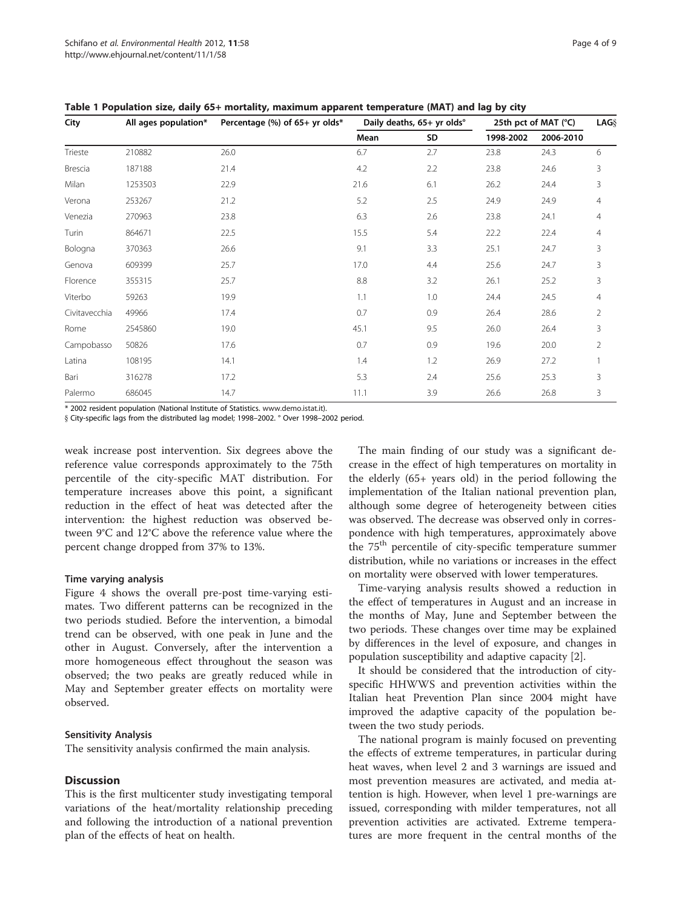**Table 1 Population size, daily 65+ mortality, maximum apparent temperature (MAT) and lag by city**

| City | All ages population* | Percentage (%) of 65+ yr olds* | Daily deaths, 65+ yr olds° | | 25th pct of MAT (°C) | | LAG§ |
|---|---|---|---|---|---|---|---|
| | | | Mean | SD | 1998-2002 | 2006-2010 | |
| Trieste | 210882 | 26.0 | 6.7 | 2.7 | 23.8 | 24.3 | 6 |
| Brescia | 187188 | 21.4 | 4.2 | 2.2 | 23.8 | 24.6 | 3 |
| Milan | 1253503 | 22.9 | 21.6 | 6.1 | 26.2 | 24.4 | 3 |
| Verona | 253267 | 21.2 | 5.2 | 2.5 | 24.9 | 24.9 | 4 |
| Venezia | 270963 | 23.8 | 6.3 | 2.6 | 23.8 | 24.1 | 4 |
| Turin | 864671 | 22.5 | 15.5 | 5.4 | 22.2 | 22.4 | 4 |
| Bologna | 370363 | 26.6 | 9.1 | 3.3 | 25.1 | 24.7 | 3 |
| Genova | 609399 | 25.7 | 17.0 | 4.4 | 25.6 | 24.7 | 3 |
| Florence | 355315 | 25.7 | 8.8 | 3.2 | 26.1 | 25.2 | 3 |
| Viterbo | 59263 | 19.9 | 1.1 | 1.0 | 24.4 | 24.5 | 4 |
| Civitavecchia | 49966 | 17.4 | 0.7 | 0.9 | 26.4 | 28.6 | 2 |
| Rome | 2545860 | 19.0 | 45.1 | 9.5 | 26.0 | 26.4 | 3 |
| Campobasso | 50826 | 17.6 | 0.7 | 0.9 | 19.6 | 20.0 | 2 |
| Latina | 108195 | 14.1 | 1.4 | 1.2 | 26.9 | 27.2 | 1 |
| Bari | 316278 | 17.2 | 5.3 | 2.4 | 25.6 | 25.3 | 3 |
| Palermo | 686045 | 14.7 | 11.1 | 3.9 | 26.6 | 26.8 | 3 |

* 2002 resident population (National Institute of Statistics. www.demo.istat.it).
§ City-specific lags from the distributed lag model; 1998–2002. ° Over 1998–2002 period.

weak increase post intervention. Six degrees above the reference value corresponds approximately to the 75th percentile of the city-specific MAT distribution. For temperature increases above this point, a significant reduction in the effect of heat was detected after the intervention: the highest reduction was observed between 9°C and 12°C above the reference value where the percent change dropped from 37% to 13%.

#### Time varying analysis

Figure 4 shows the overall pre-post time-varying estimates. Two different patterns can be recognized in the two periods studied. Before the intervention, a bimodal trend can be observed, with one peak in June and the other in August. Conversely, after the intervention a more homogeneous effect throughout the season was observed; the two peaks are greatly reduced while in May and September greater effects on mortality were observed.

#### Sensitivity Analysis

The sensitivity analysis confirmed the main analysis.

## Discussion

This is the first multicenter study investigating temporal variations of the heat/mortality relationship preceding and following the introduction of a national prevention plan of the effects of heat on health.

The main finding of our study was a significant decrease in the effect of high temperatures on mortality in the elderly (65+ years old) in the period following the implementation of the Italian national prevention plan, although some degree of heterogeneity between cities was observed. The decrease was observed only in correspondence with high temperatures, approximately above the 75$^{th}$ percentile of city-specific temperature summer distribution, while no variations or increases in the effect on mortality were observed with lower temperatures.

Time-varying analysis results showed a reduction in the effect of temperatures in August and an increase in the months of May, June and September between the two periods. These changes over time may be explained by differences in the level of exposure, and changes in population susceptibility and adaptive capacity [2].

It should be considered that the introduction of city-specific HHWWS and prevention activities within the Italian heat Prevention Plan since 2004 might have improved the adaptive capacity of the population between the two study periods.

The national program is mainly focused on preventing the effects of extreme temperatures, in particular during heat waves, when level 2 and 3 warnings are issued and most prevention measures are activated, and media attention is high. However, when level 1 pre-warnings are issued, corresponding with milder temperatures, not all prevention activities are activated. Extreme temperatures are more frequent in the central months of the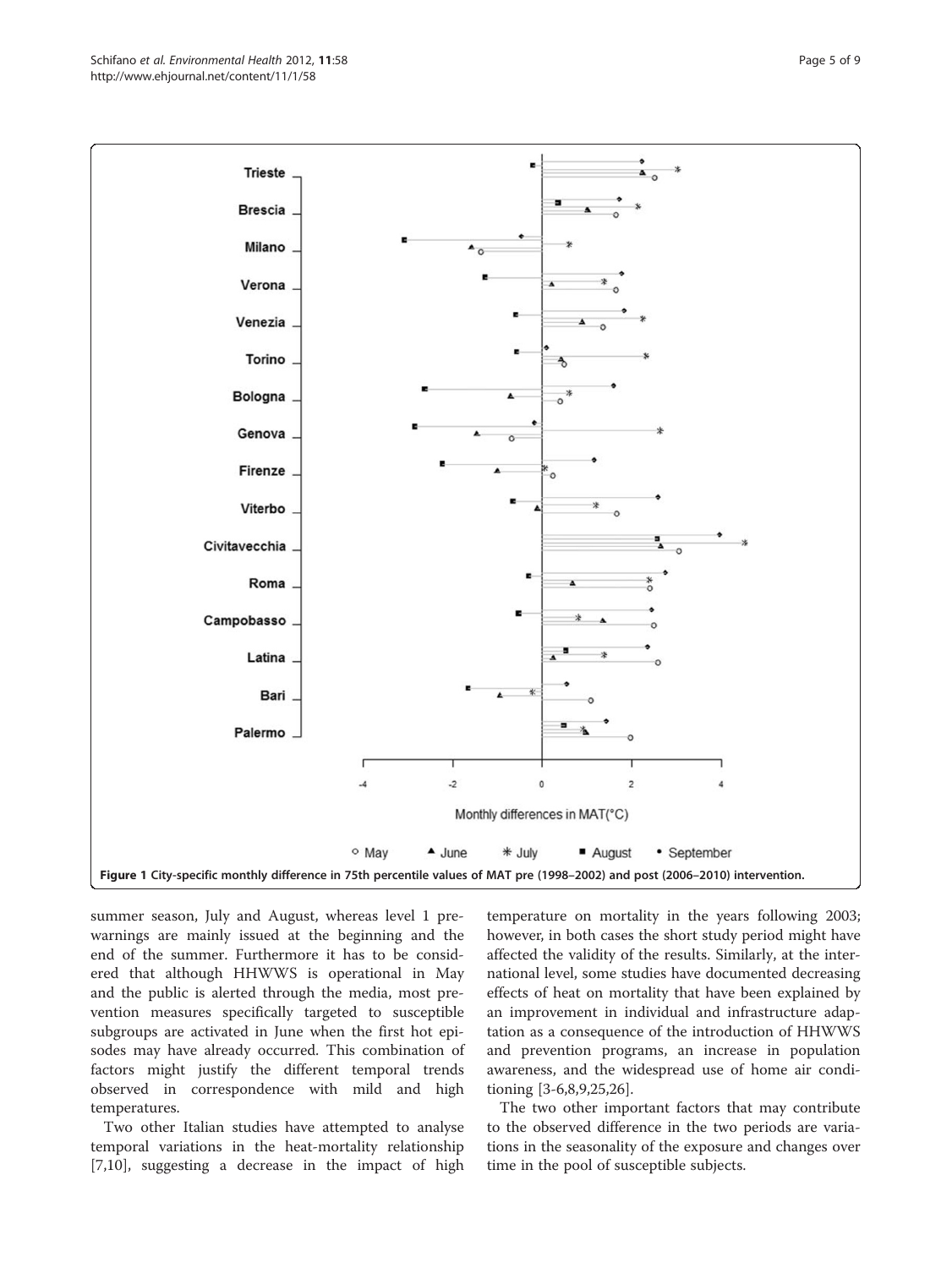Figure 1 City-specific monthly difference in 75th percentile values of MAT pre (1998–2002) and post (2006–2010) intervention.

summer season, July and August, whereas level 1 pre-warnings are mainly issued at the beginning and the end of the summer. Furthermore it has to be considered that although HHWWS is operational in May and the public is alerted through the media, most prevention measures specifically targeted to susceptible subgroups are activated in June when the first hot episodes may have already occurred. This combination of factors might justify the different temporal trends observed in correspondence with mild and high temperatures.

Two other Italian studies have attempted to analyse temporal variations in the heat-mortality relationship [7,10], suggesting a decrease in the impact of high temperature on mortality in the years following 2003; however, in both cases the short study period might have affected the validity of the results. Similarly, at the international level, some studies have documented decreasing effects of heat on mortality that have been explained by an improvement in individual and infrastructure adaptation as a consequence of the introduction of HHWWS and prevention programs, an increase in population awareness, and the widespread use of home air conditioning [3-6,8,9,25,26].

The two other important factors that may contribute to the observed difference in the two periods are variations in the seasonality of the exposure and changes over time in the pool of susceptible subjects.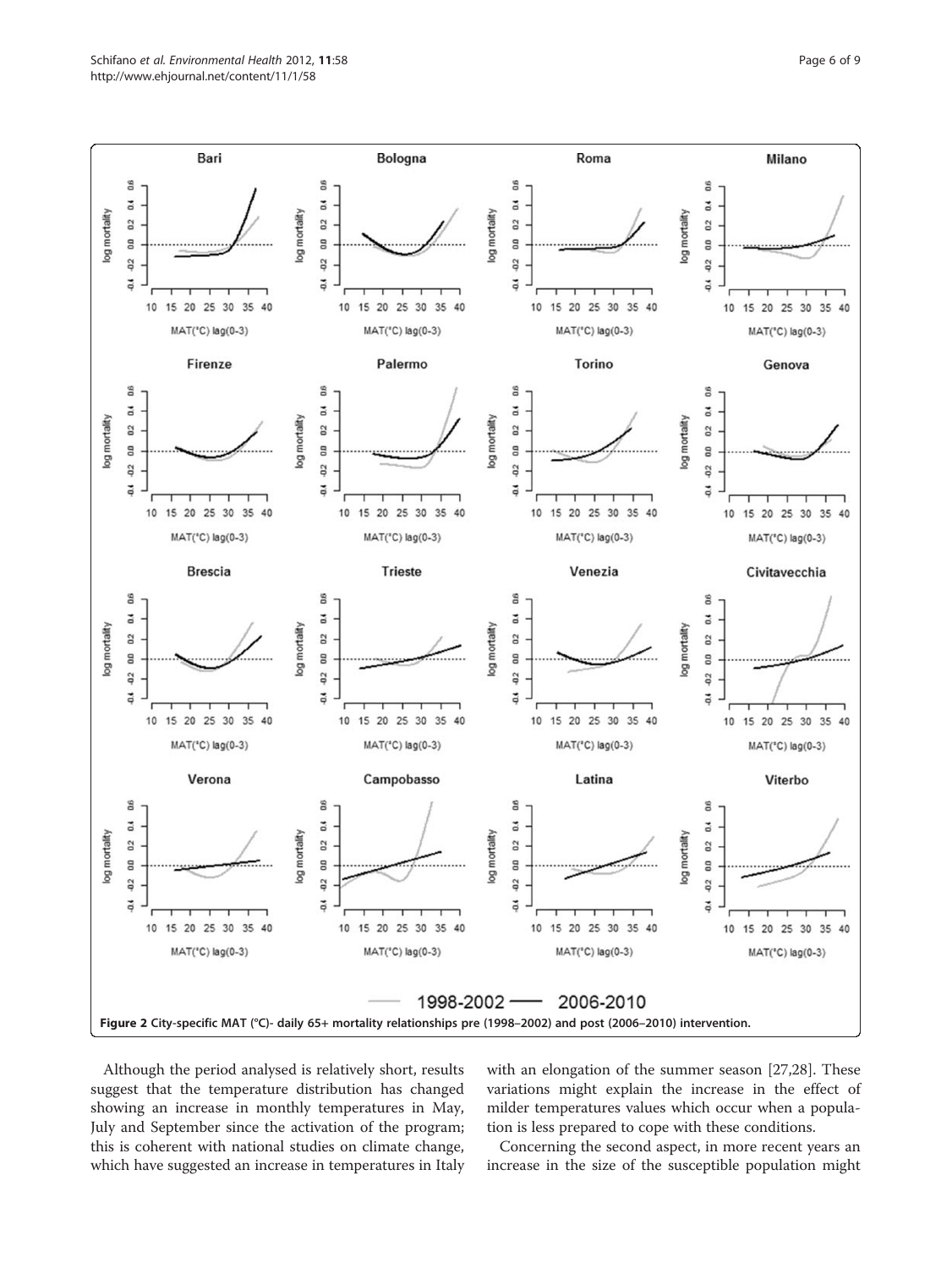Figure 2 City-specific MAT (°C)- daily 65+ mortality relationships pre (1998–2002) and post (2006–2010) intervention.

Although the period analysed is relatively short, results suggest that the temperature distribution has changed showing an increase in monthly temperatures in May, July and September since the activation of the program; this is coherent with national studies on climate change, which have suggested an increase in temperatures in Italy with an elongation of the summer season [27,28]. These variations might explain the increase in the effect of milder temperatures values which occur when a population is less prepared to cope with these conditions.

Concerning the second aspect, in more recent years an increase in the size of the susceptible population might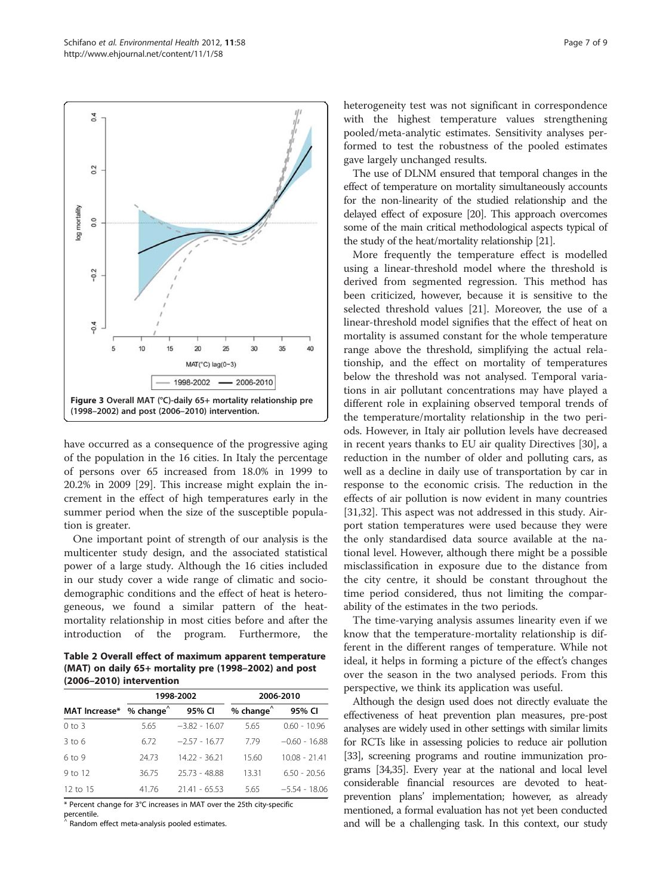0.4
0.2
log mortality
0.0
-0.2
-0.4
5 10 15 20 25 30 35 40
MAT(°C) lag(0−3)
1998-2002 2006-2010

**Figure 3 Overall MAT (°C)-daily 65+ mortality relationship pre (1998–2002) and post (2006–2010) intervention.**

have occurred as a consequence of the progressive aging of the population in the 16 cities. In Italy the percentage of persons over 65 increased from 18.0% in 1999 to 20.2% in 2009 [29]. This increase might explain the incrememt in the effect of high temperatures early in the summer period when the size of the susceptible population is greater.

One important point of strength of our analysis is the multicenter study design, and the associated statistical power of a large study. Although the 16 cities included in our study cover a wide range of climatic and socio-demographic conditions and the effect of heat is heterogeneous, we found a similar pattern of the heat-mortality relationship in most cities before and after the introduction of the program. Furthermore, the heterogeneity test was not significant in correspondence with the highest temperature values strengthening pooled/meta-analytic estimates. Sensitivity analyses performed to test the robustness of the pooled estimates gave largely unchanged results.

The use of DLNM ensured that temporal changes in the effect of temperature on mortality simultaneously accounts for the non-linearity of the studied relationship and the delayed effect of exposure [20]. This approach overcomes some of the main critical methodological aspects typical of the study of the heat/mortality relationship [21].

More frequently the temperature effect is modelled using a linear-threshold model where the threshold is derived from segmented regression. This method has been criticized, however, because it is sensitive to the selected threshold values [21]. Moreover, the use of a linear-threshold model signifies that the effect of heat on mortality is assumed constant for the whole temperature range above the threshold, simplifying the actual relationship, and the effect on mortality of temperatures below the threshold was not analysed. Temporal variations in air pollutant concentrations may have played a different role in explaining observed temporal trends of the temperature/mortality relationship in the two periods. However, in Italy air pollution levels have decreased in recent years thanks to EU air quality Directives [30], a reduction in the number of older and polluting cars, as well as a decline in daily use of transportation by car in response to the economic crisis. The reduction in the effects of air pollution is now evident in many countries [31,32]. This aspect was not addressed in this study. Airport station temperatures were used because they were the only standardised data source available at the national level. However, although there might be a possible misclassification in exposure due to the distance from the city centre, it should be constant throughout the time period considered, thus not limiting the comparability of the estimates in the two periods.

The time-varying analysis assumes linearity even if we know that the temperature-mortality relationship is different in the different ranges of temperature. While not ideal, it helps in forming a picture of the effect's changes over the season in the two analysed periods. From this perspective, we think its application was useful.

Although the design used does not directly evaluate the effectiveness of heat prevention plan measures, pre-post analyses are widely used in other settings with similar limits for RCTs like in assessing policies to reduce air pollution [33], screening programs and routine immunization programs [34,35]. Every year at the national and local level considerable financial resources are devoted to heat-prevention plans' implementation; however, as already mentioned, a formal evaluation has not yet been conducted and will be a challenging task. In this context, our study

**Table 2 Overall effect of maximum apparent temperature (MAT) on daily 65+ mortality pre (1998–2002) and post (2006–2010) intervention**

| | 1998-2002 | | 2006-2010 | |
|---|---|---|---|---|
| MAT Increase* | % change^ | 95% CI | % change^ | 95% CI |
| 0 to 3 | 5.65 | −3.82 - 16.07 | 5.65 | 0.60 - 10.96 |
| 3 to 6 | 6.72 | −2.57 - 16.77 | 7.79 | −0.60 - 16.88 |
| 6 to 9 | 24.73 | 14.22 - 36.21 | 15.60 | 10.08 - 21.41 |
| 9 to 12 | 36.75 | 25.73 - 48.88 | 13.31 | 6.50 - 20.56 |
| 12 to 15 | 41.76 | 21.41 - 65.53 | 5.65 | −5.54 - 18.06 |

* Percent change for 3°C increases in MAT over the 25th city-specific percentile.
^ Random effect meta-analysis pooled estimates.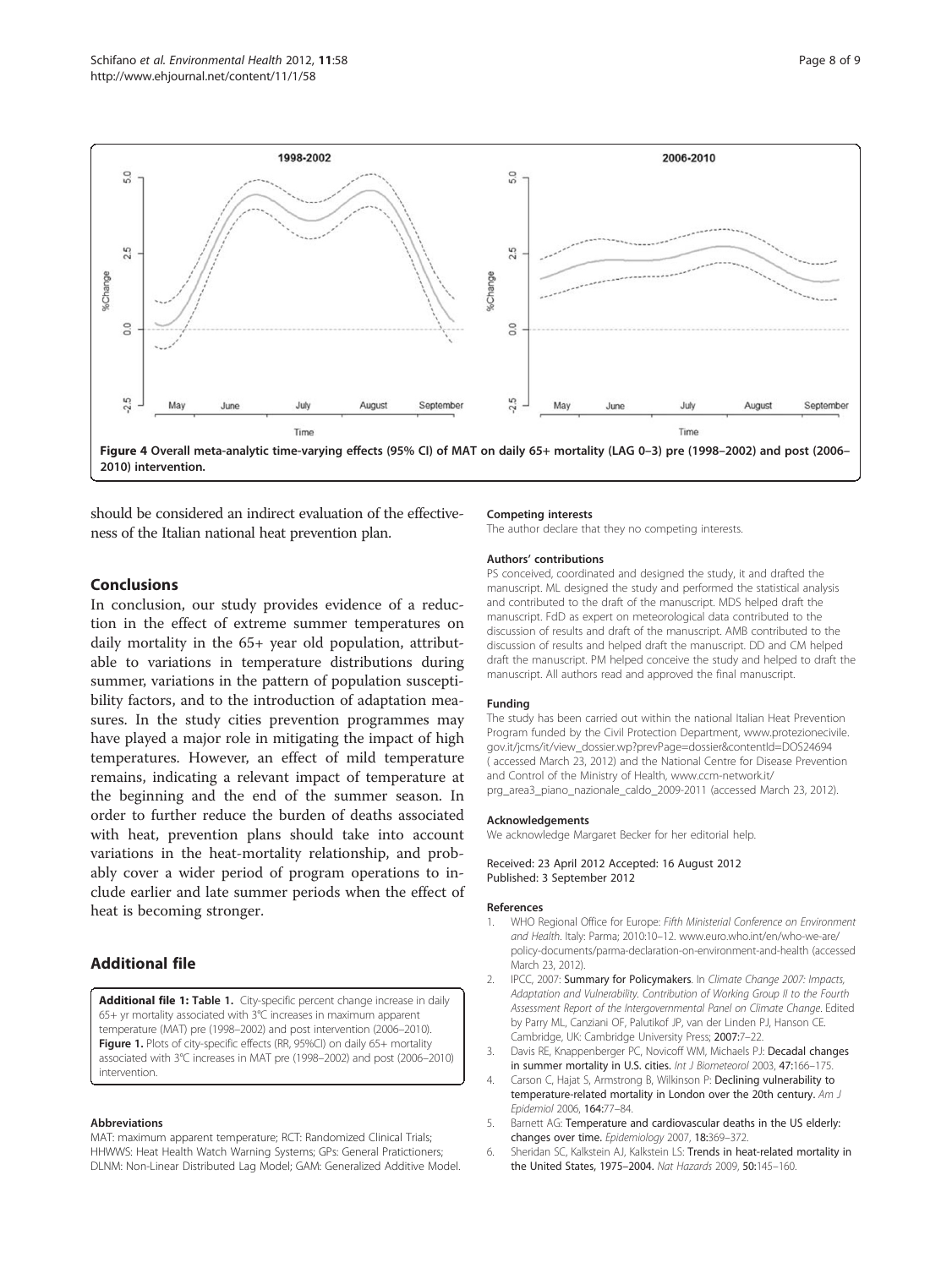Figure 4 Overall meta-analytic time-varying effects (95% CI) of MAT on daily 65+ mortality (LAG 0–3) pre (1998–2002) and post (2006–2010) intervention.

should be considered an indirect evaluation of the effectiveness of the Italian national heat prevention plan.

## Conclusions

In conclusion, our study provides evidence of a reduction in the effect of extreme summer temperatures on daily mortality in the 65+ year old population, attributable to variations in temperature distributions during summer, variations in the pattern of population susceptibility factors, and to the introduction of adaptation measures. In the study cities prevention programmes may have played a major role in mitigating the impact of high temperatures. However, an effect of mild temperature remains, indicating a relevant impact of temperature at the beginning and the end of the summer season. In order to further reduce the burden of deaths associated with heat, prevention plans should take into account variations in the heat-mortality relationship, and probably cover a wider period of program operations to include earlier and late summer periods when the effect of heat is becoming stronger.

## Additional file

**Additional file 1: Table 1.** City-specific percent change increase in daily 65+ yr mortality associated with 3°C increases in maximum apparent temperature (MAT) pre (1998–2002) and post intervention (2006–2010). **Figure 1.** Plots of city-specific effects (RR, 95%CI) on daily 65+ mortality associated with 3°C increases in MAT pre (1998–2002) and post (2006–2010) intervention.

#### Abbreviations

MAT: maximum apparent temperature; RCT: Randomized Clinical Trials; HHWWS: Heat Health Watch Warning Systems; GPs: General Pratictioners; DLNM: Non-Linear Distributed Lag Model; GAM: Generalized Additive Model.

#### Competing interests

The author declare that they no competing interests.

#### Authors' contributions

PS conceived, coordinated and designed the study, it and drafted the manuscript. ML designed the study and performed the statistical analysis and contributed to the draft of the manuscript. MDS helped draft the manuscript. FdD as expert on meteorological data contributed to the discussion of results and draft of the manuscript. AMB contributed to the discussion of results and helped draft the manuscript. DD and CM helped draft the manuscript. PM helped conceive the study and helped to draft the manuscript. All authors read and approved the final manuscript.

#### Funding

The study has been carried out within the national Italian Heat Prevention Program funded by the Civil Protection Department, www.protezionecivile.gov.it/jcms/it/view_dossier.wp?prevPage=dossier&contentId=DOS24694 ( accessed March 23, 2012) and the National Centre for Disease Prevention and Control of the Ministry of Health, www.ccm-network.it/prg_area3_piano_nazionale_caldo_2009-2011 (accessed March 23, 2012).

#### Acknowledgements

We acknowledge Margaret Becker for her editorial help.

Received: 23 April 2012 Accepted: 16 August 2012
Published: 3 September 2012

#### References

1. WHO Regional Office for Europe: *Fifth Ministerial Conference on Environment and Health*. Italy: Parma; 2010:10–12. www.euro.who.int/en/who-we-are/policy-documents/parma-declaration-on-environment-and-health (accessed March 23, 2012).
2. IPCC, 2007: **Summary for Policymakers**. In *Climate Change 2007: Impacts, Adaptation and Vulnerability. Contribution of Working Group II to the Fourth Assessment Report of the Intergovernmental Panel on Climate Change*. Edited by Parry ML, Canziani OF, Palutikof JP, van der Linden PJ, Hanson CE. Cambridge, UK: Cambridge University Press; **2007:**7–22.
3. Davis RE, Knappenberger PC, Novicoff WM, Michaels PJ: **Decadal changes in summer mortality in U.S. cities.** *Int J Biometeorol* 2003, **47:**166–175.
4. Carson C, Hajat S, Armstrong B, Wilkinson P: **Declining vulnerability to temperature-related mortality in London over the 20th century.** *Am J Epidemiol* 2006, **164:**77–84.
5. Barnett AG: **Temperature and cardiovascular deaths in the US elderly: changes over time.** *Epidemiology* 2007, **18:**369–372.
6. Sheridan SC, Kalkstein AJ, Kalkstein LS: **Trends in heat-related mortality in the United States, 1975–2004.** *Nat Hazards* 2009, **50:**145–160.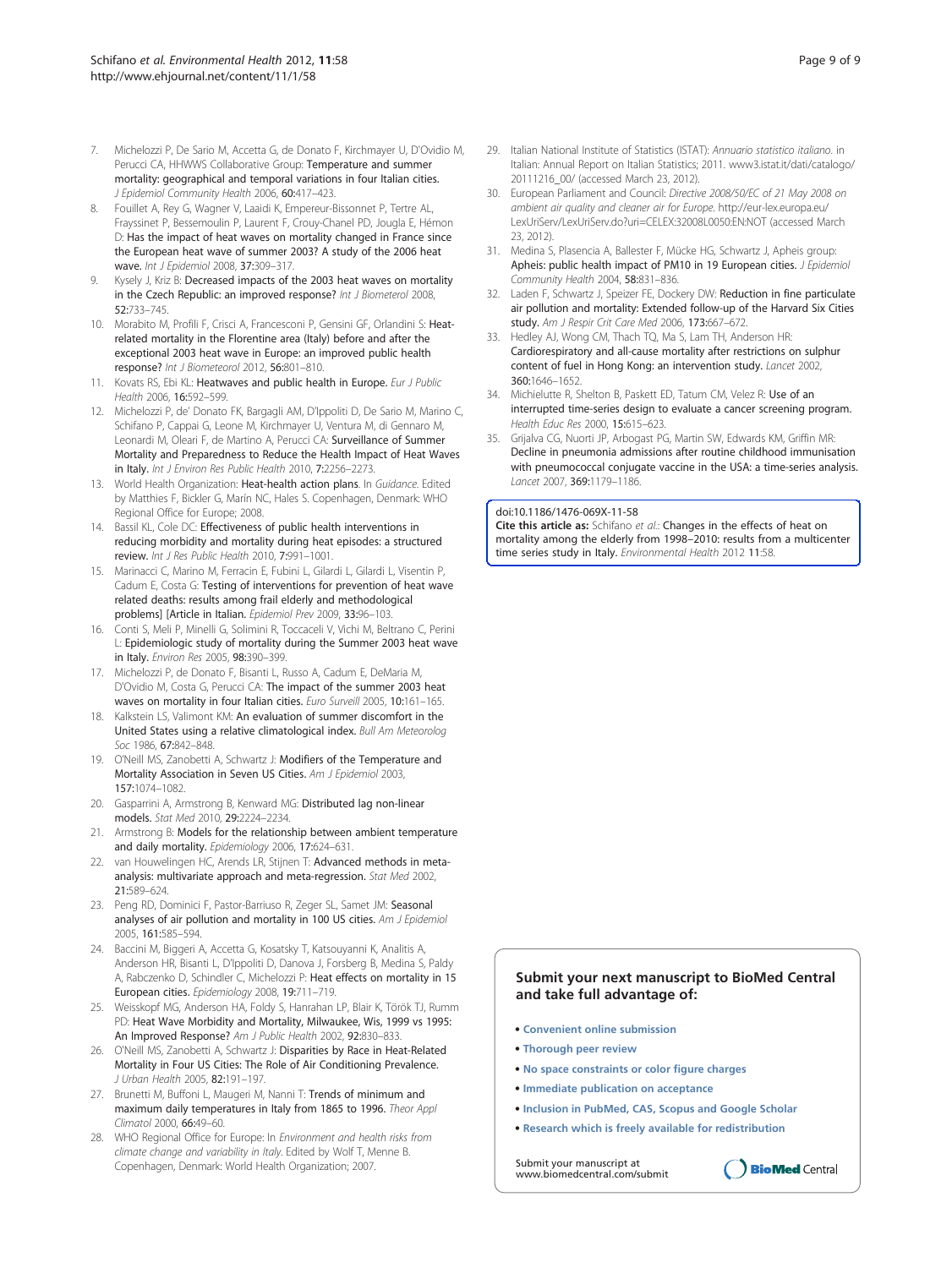7. Michelozzi P, De Sario M, Accetta G, de Donato F, Kirchmayer U, D'Ovidio M, Perucci CA, HHWWS Collaborative Group: **Temperature and summer mortality: geographical and temporal variations in four Italian cities.** *J Epidemiol Community Health* 2006, **60:**417–423.
8. Fouillet A, Rey G, Wagner V, Laaidi K, Empereur-Bissonnet P, Tertre AL, Frayssinet P, Bessemoulin P, Laurent F, Crouy-Chanel PD, Jougla E, Hémon D: **Has the impact of heat waves on mortality changed in France since the European heat wave of summer 2003? A study of the 2006 heat wave.** *Int J Epidemiol* 2008, **37:**309–317.
9. Kysely J, Kriz B: **Decreased impacts of the 2003 heat waves on mortality in the Czech Republic: an improved response?** *Int J Biometerol* 2008, **52:**733–745.
10. Morabito M, Profili F, Crisci A, Francesconi P, Gensini GF, Orlandini S: **Heat-related mortality in the Florentine area (Italy) before and after the exceptional 2003 heat wave in Europe: an improved public health response?** *Int J Biometeorol* 2012, **56:**801–810.
11. Kovats RS, Ebi KL: **Heatwaves and public health in Europe.** *Eur J Public Health* 2006, **16:**592–599.
12. Michelozzi P, de' Donato FK, Bargagli AM, D'Ippoliti D, De Sario M, Marino C, Schifano P, Cappai G, Leone M, Kirchmayer U, Ventura M, di Gennaro M, Leonardi M, Oleari F, de Martino A, Perucci CA: **Surveillance of Summer Mortality and Preparedness to Reduce the Health Impact of Heat Waves in Italy.** *Int J Environ Res Public Health* 2010, **7:**2256–2273.
13. World Health Organization: **Heat-health action plans.** In *Guidance.* Edited by Matthies F, Bickler G, Marín NC, Hales S. Copenhagen, Denmark: WHO Regional Office for Europe; 2008.
14. Bassil KL, Cole DC: **Effectiveness of public health interventions in reducing morbidity and mortality during heat episodes: a structured review.** *Int J Res Public Health* 2010, **7:**991–1001.
15. Marinacci C, Marino M, Ferracin E, Fubini L, Gilardi L, Gilardi L, Visentin P, Cadum E, Costa G: **Testing of interventions for prevention of heat wave related deaths: results among frail elderly and methodological problems]** [Article in Italian. *Epidemiol Prev* 2009, **33:**96–103.
16. Conti S, Meli P, Minelli G, Solimini R, Toccaceli V, Vichi M, Beltrano C, Perini L: **Epidemiologic study of mortality during the Summer 2003 heat wave in Italy.** *Environ Res* 2005, **98:**390–399.
17. Michelozzi P, de Donato F, Bisanti L, Russo A, Cadum E, DeMaria M, D'Ovidio M, Costa G, Perucci CA: **The impact of the summer 2003 heat waves on mortality in four Italian cities.** *Euro Surveill* 2005, **10:**161–165.
18. Kalkstein LS, Valimont KM: **An evaluation of summer discomfort in the United States using a relative climatological index.** *Bull Am Meteorolog Soc* 1986, **67:**842–848.
19. O'Neill MS, Zanobetti A, Schwartz J: **Modifiers of the Temperature and Mortality Association in Seven US Cities.** *Am J Epidemiol* 2003, **157:**1074–1082.
20. Gasparrini A, Armstrong B, Kenward MG: **Distributed lag non-linear models.** *Stat Med* 2010, **29:**2224–2234.
21. Armstrong B: **Models for the relationship between ambient temperature and daily mortality.** *Epidemiology* 2006, **17:**624–631.
22. van Houwelingen HC, Arends LR, Stijnen T: **Advanced methods in meta-analysis: multivariate approach and meta-regression.** *Stat Med* 2002, **21:**589–624.
23. Peng RD, Dominici F, Pastor-Barriuso R, Zeger SL, Samet JM: **Seasonal analyses of air pollution and mortality in 100 US cities.** *Am J Epidemiol* 2005, **161:**585–594.
24. Baccini M, Biggeri A, Accetta G, Kosatsky T, Katsouyanni K, Analitis A, Anderson HR, Bisanti L, D'Ippoliti D, Danova J, Forsberg B, Medina S, Paldy A, Rabczenko D, Schindler C, Michelozzi P: **Heat effects on mortality in 15 European cities.** *Epidemiology* 2008, **19:**711–719.
25. Weisskopf MG, Anderson HA, Foldy S, Hanrahan LP, Blair K, Török TJ, Rumm PD: **Heat Wave Morbidity and Mortality, Milwaukee, Wis, 1999 vs 1995: An Improved Response?** *Am J Public Health* 2002, **92:**830–833.
26. O'Neill MS, Zanobetti A, Schwartz J: **Disparities by Race in Heat-Related Mortality in Four US Cities: The Role of Air Conditioning Prevalence.** *J Urban Health* 2005, **82:**191–197.
27. Brunetti M, Buffoni L, Maugeri M, Nanni T: **Trends of minimum and maximum daily temperatures in Italy from 1865 to 1996.** *Theor Appl Climatol* 2000, **66:**49–60.
28. WHO Regional Office for Europe: In *Environment and health risks from climate change and variability in Italy.* Edited by Wolf T, Menne B. Copenhagen, Denmark: World Health Organization; 2007.
29. Italian National Institute of Statistics (ISTAT): *Annuario statistico italiano.* in Italian: Annual Report on Italian Statistics; 2011. www3.istat.it/dati/catalogo/20111216_00/ (accessed March 23, 2012).
30. European Parliament and Council: *Directive 2008/50/EC of 21 May 2008 on ambient air quality and cleaner air for Europe.* http://eur-lex.europa.eu/LexUriServ/LexUriServ.do?uri=CELEX:32008L0050:EN:NOT (accessed March 23, 2012).
31. Medina S, Plasencia A, Ballester F, Mücke HG, Schwartz J, Apheis group: **Apheis: public health impact of PM10 in 19 European cities.** *J Epidemiol Community Health* 2004, **58:**831–836.
32. Laden F, Schwartz J, Speizer FE, Dockery DW: **Reduction in fine particulate air pollution and mortality: Extended follow-up of the Harvard Six Cities study.** *Am J Respir Crit Care Med* 2006, **173:**667–672.
33. Hedley AJ, Wong CM, Thach TQ, Ma S, Lam TH, Anderson HR: **Cardiorespiratory and all-cause mortality after restrictions on sulphur content of fuel in Hong Kong: an intervention study.** *Lancet* 2002, **360:**1646–1652.
34. Michielutte R, Shelton B, Paskett ED, Tatum CM, Velez R: **Use of an interrupted time-series design to evaluate a cancer screening program.** *Health Educ Res* 2000, **15:**615–623.
35. Grijalva CG, Nuorti JP, Arbogast PG, Martin SW, Edwards KM, Griffin MR: **Decline in pneumonia admissions after routine childhood immunisation with pneumococcal conjugate vaccine in the USA: a time-series analysis.** *Lancet* 2007, **369:**1179–1186.

doi:10.1186/1476-069X-11-58

**Cite this article as:** Schifano *et al.*: Changes in the effects of heat on mortality among the elderly from 1998–2010: results from a multicenter time series study in Italy. *Environmental Health* 2012 **11**:58.

**Submit your next manuscript to BioMed Central and take full advantage of:**

- **Convenient online submission**
- **Thorough peer review**
- **No space constraints or color figure charges**
- **Immediate publication on acceptance**
- **Inclusion in PubMed, CAS, Scopus and Google Scholar**
- **Research which is freely available for redistribution**

Submit your manuscript at
www.biomedcentral.com/submit

BioMed Central